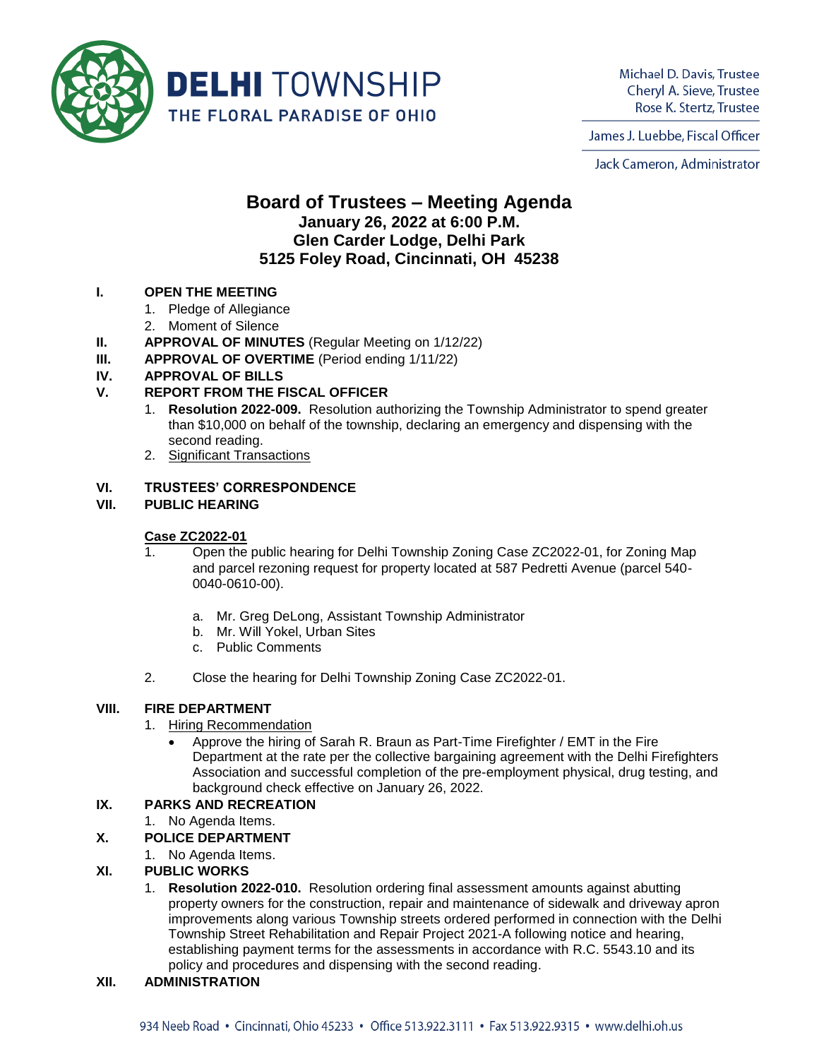**DELHI** TOWNSHIP
THE FLORAL PARADISE OF OHIO

Michael D. Davis, Trustee
Cheryl A. Sieve, Trustee
Rose K. Stertz, Trustee

James J. Luebbe, Fiscal Officer

Jack Cameron, Administrator

# Board of Trustees – Meeting Agenda

**January 26, 2022 at 6:00 P.M.**
**Glen Carder Lodge, Delhi Park**
**5125 Foley Road, Cincinnati, OH 45238**

**I. OPEN THE MEETING**

1. Pledge of Allegiance
2. Moment of Silence

**II. APPROVAL OF MINUTES** (Regular Meeting on 1/12/22)

**III. APPROVAL OF OVERTIME** (Period ending 1/11/22)

**IV. APPROVAL OF BILLS**

**V. REPORT FROM THE FISCAL OFFICER**

1. **Resolution 2022-009.** Resolution authorizing the Township Administrator to spend greater than $10,000 on behalf of the township, declaring an emergency and dispensing with the second reading.
2. Significant Transactions

**VI. TRUSTEES' CORRESPONDENCE**

**VII. PUBLIC HEARING**

**Case ZC2022-01**

1. Open the public hearing for Delhi Township Zoning Case ZC2022-01, for Zoning Map and parcel rezoning request for property located at 587 Pedretti Avenue (parcel 540-0040-0610-00).

   a. Mr. Greg DeLong, Assistant Township Administrator
   b. Mr. Will Yokel, Urban Sites
   c. Public Comments

2. Close the hearing for Delhi Township Zoning Case ZC2022-01.

**VIII. FIRE DEPARTMENT**

1. Hiring Recommendation
   - Approve the hiring of Sarah R. Braun as Part-Time Firefighter / EMT in the Fire Department at the rate per the collective bargaining agreement with the Delhi Firefighters Association and successful completion of the pre-employment physical, drug testing, and background check effective on January 26, 2022.

**IX. PARKS AND RECREATION**

1. No Agenda Items.

**X. POLICE DEPARTMENT**

1. No Agenda Items.

**XI. PUBLIC WORKS**

1. **Resolution 2022-010.** Resolution ordering final assessment amounts against abutting property owners for the construction, repair and maintenance of sidewalk and driveway apron improvements along various Township streets ordered performed in connection with the Delhi Township Street Rehabilitation and Repair Project 2021-A following notice and hearing, establishing payment terms for the assessments in accordance with R.C. 5543.10 and its policy and procedures and dispensing with the second reading.

**XII. ADMINISTRATION**

934 Neeb Road • Cincinnati, Ohio 45233 • Office 513.922.3111 • Fax 513.922.9315 • www.delhi.oh.us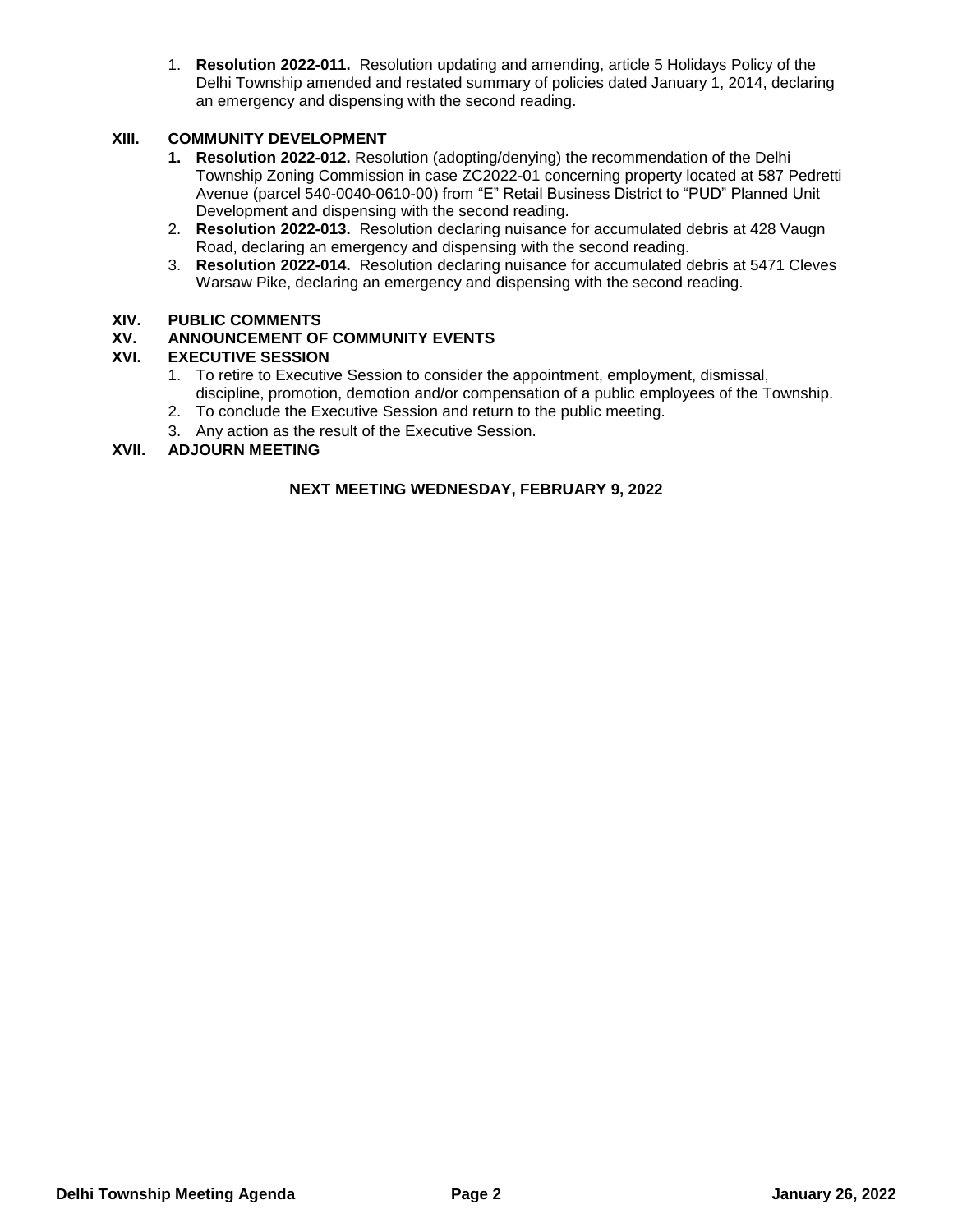1. **Resolution 2022-011.** Resolution updating and amending, article 5 Holidays Policy of the Delhi Township amended and restated summary of policies dated January 1, 2014, declaring an emergency and dispensing with the second reading.

## XIII. COMMUNITY DEVELOPMENT

1. **Resolution 2022-012.** Resolution (adopting/denying) the recommendation of the Delhi Township Zoning Commission in case ZC2022-01 concerning property located at 587 Pedretti Avenue (parcel 540-0040-0610-00) from "E" Retail Business District to "PUD" Planned Unit Development and dispensing with the second reading.
2. **Resolution 2022-013.** Resolution declaring nuisance for accumulated debris at 428 Vaugn Road, declaring an emergency and dispensing with the second reading.
3. **Resolution 2022-014.** Resolution declaring nuisance for accumulated debris at 5471 Cleves Warsaw Pike, declaring an emergency and dispensing with the second reading.

## XIV. PUBLIC COMMENTS

## XV. ANNOUNCEMENT OF COMMUNITY EVENTS

## XVI. EXECUTIVE SESSION

1. To retire to Executive Session to consider the appointment, employment, dismissal, discipline, promotion, demotion and/or compensation of a public employees of the Township.
2. To conclude the Executive Session and return to the public meeting.
3. Any action as the result of the Executive Session.

## XVII. ADJOURN MEETING

**NEXT MEETING WEDNESDAY, FEBRUARY 9, 2022**